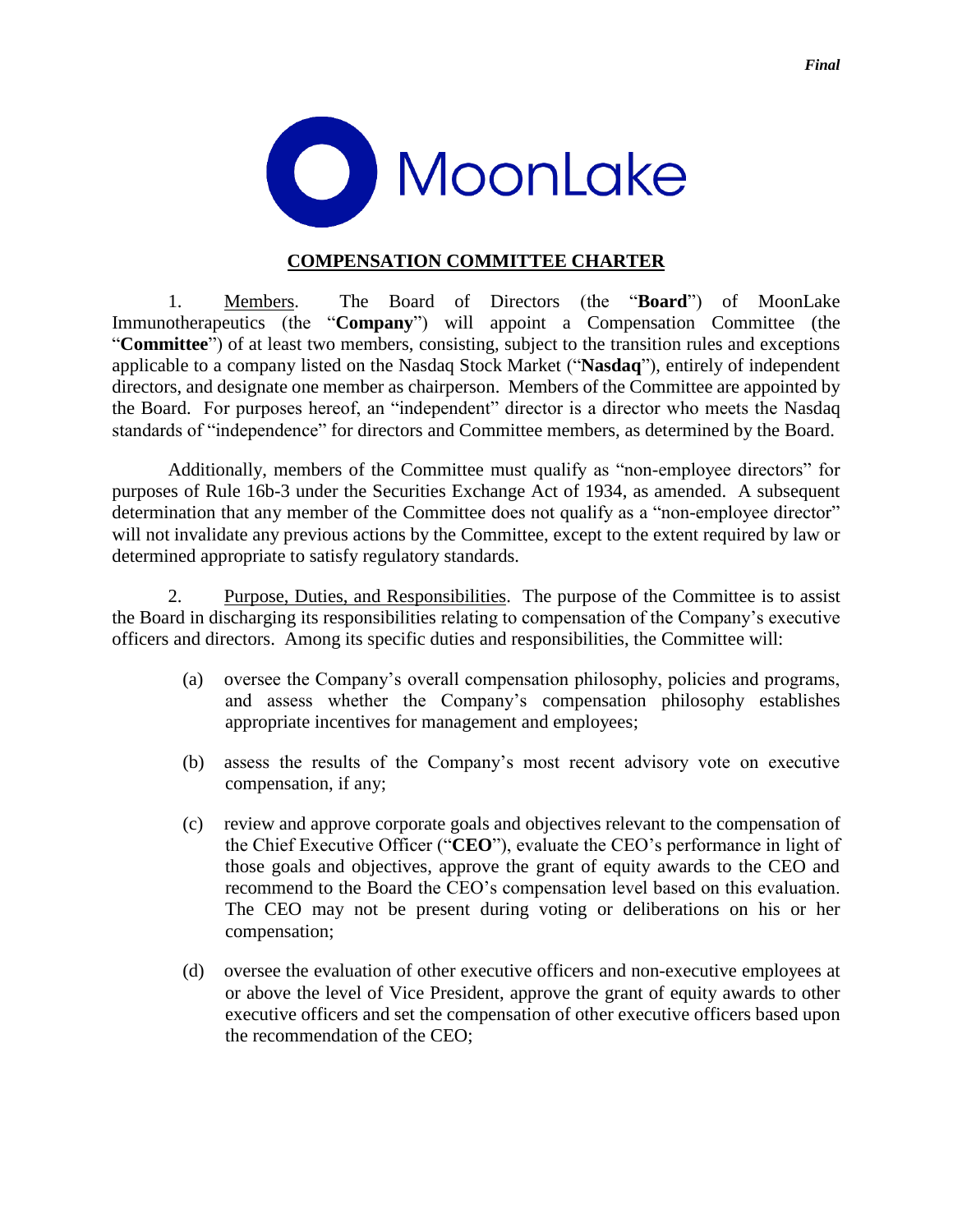*Final*

MoonLake

# COMPENSATION COMMITTEE CHARTER

1. Members. The Board of Directors (the "**Board**") of MoonLake Immunotherapeutics (the "**Company**") will appoint a Compensation Committee (the "**Committee**") of at least two members, consisting, subject to the transition rules and exceptions applicable to a company listed on the Nasdaq Stock Market ("**Nasdaq**"), entirely of independent directors, and designate one member as chairperson. Members of the Committee are appointed by the Board. For purposes hereof, an "independent" director is a director who meets the Nasdaq standards of "independence" for directors and Committee members, as determined by the Board.

Additionally, members of the Committee must qualify as "non-employee directors" for purposes of Rule 16b-3 under the Securities Exchange Act of 1934, as amended. A subsequent determination that any member of the Committee does not qualify as a "non-employee director" will not invalidate any previous actions by the Committee, except to the extent required by law or determined appropriate to satisfy regulatory standards.

2. Purpose, Duties, and Responsibilities. The purpose of the Committee is to assist the Board in discharging its responsibilities relating to compensation of the Company's executive officers and directors. Among its specific duties and responsibilities, the Committee will:

(a) oversee the Company's overall compensation philosophy, policies and programs, and assess whether the Company's compensation philosophy establishes appropriate incentives for management and employees;

(b) assess the results of the Company's most recent advisory vote on executive compensation, if any;

(c) review and approve corporate goals and objectives relevant to the compensation of the Chief Executive Officer ("**CEO**"), evaluate the CEO's performance in light of those goals and objectives, approve the grant of equity awards to the CEO and recommend to the Board the CEO's compensation level based on this evaluation. The CEO may not be present during voting or deliberations on his or her compensation;

(d) oversee the evaluation of other executive officers and non-executive employees at or above the level of Vice President, approve the grant of equity awards to other executive officers and set the compensation of other executive officers based upon the recommendation of the CEO;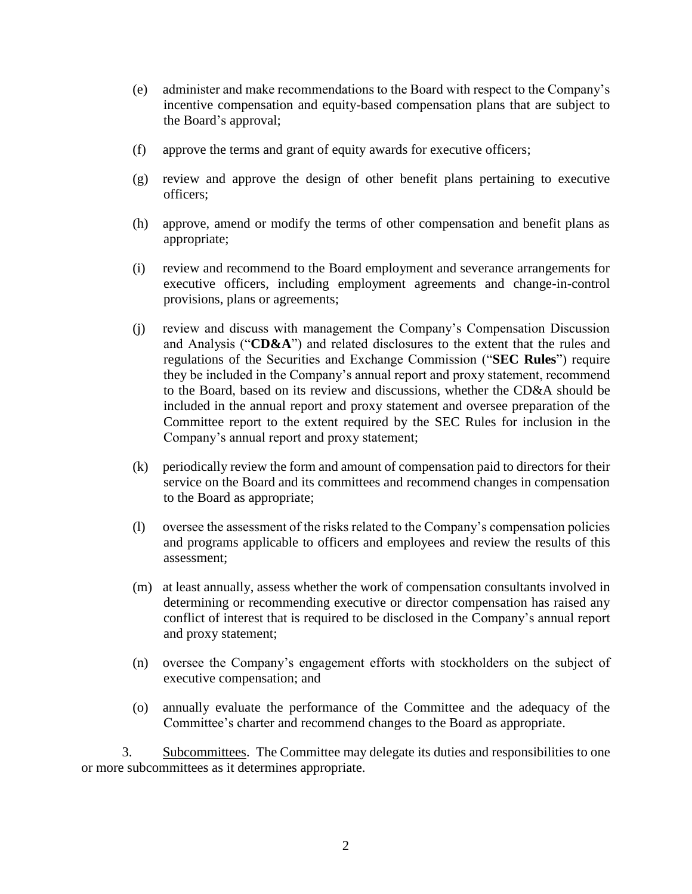(e) administer and make recommendations to the Board with respect to the Company's incentive compensation and equity-based compensation plans that are subject to the Board's approval;

(f) approve the terms and grant of equity awards for executive officers;

(g) review and approve the design of other benefit plans pertaining to executive officers;

(h) approve, amend or modify the terms of other compensation and benefit plans as appropriate;

(i) review and recommend to the Board employment and severance arrangements for executive officers, including employment agreements and change-in-control provisions, plans or agreements;

(j) review and discuss with management the Company's Compensation Discussion and Analysis ("**CD&A**") and related disclosures to the extent that the rules and regulations of the Securities and Exchange Commission ("**SEC Rules**") require they be included in the Company's annual report and proxy statement, recommend to the Board, based on its review and discussions, whether the CD&A should be included in the annual report and proxy statement and oversee preparation of the Committee report to the extent required by the SEC Rules for inclusion in the Company's annual report and proxy statement;

(k) periodically review the form and amount of compensation paid to directors for their service on the Board and its committees and recommend changes in compensation to the Board as appropriate;

(l) oversee the assessment of the risks related to the Company's compensation policies and programs applicable to officers and employees and review the results of this assessment;

(m) at least annually, assess whether the work of compensation consultants involved in determining or recommending executive or director compensation has raised any conflict of interest that is required to be disclosed in the Company's annual report and proxy statement;

(n) oversee the Company's engagement efforts with stockholders on the subject of executive compensation; and

(o) annually evaluate the performance of the Committee and the adequacy of the Committee's charter and recommend changes to the Board as appropriate.

3. Subcommittees. The Committee may delegate its duties and responsibilities to one or more subcommittees as it determines appropriate.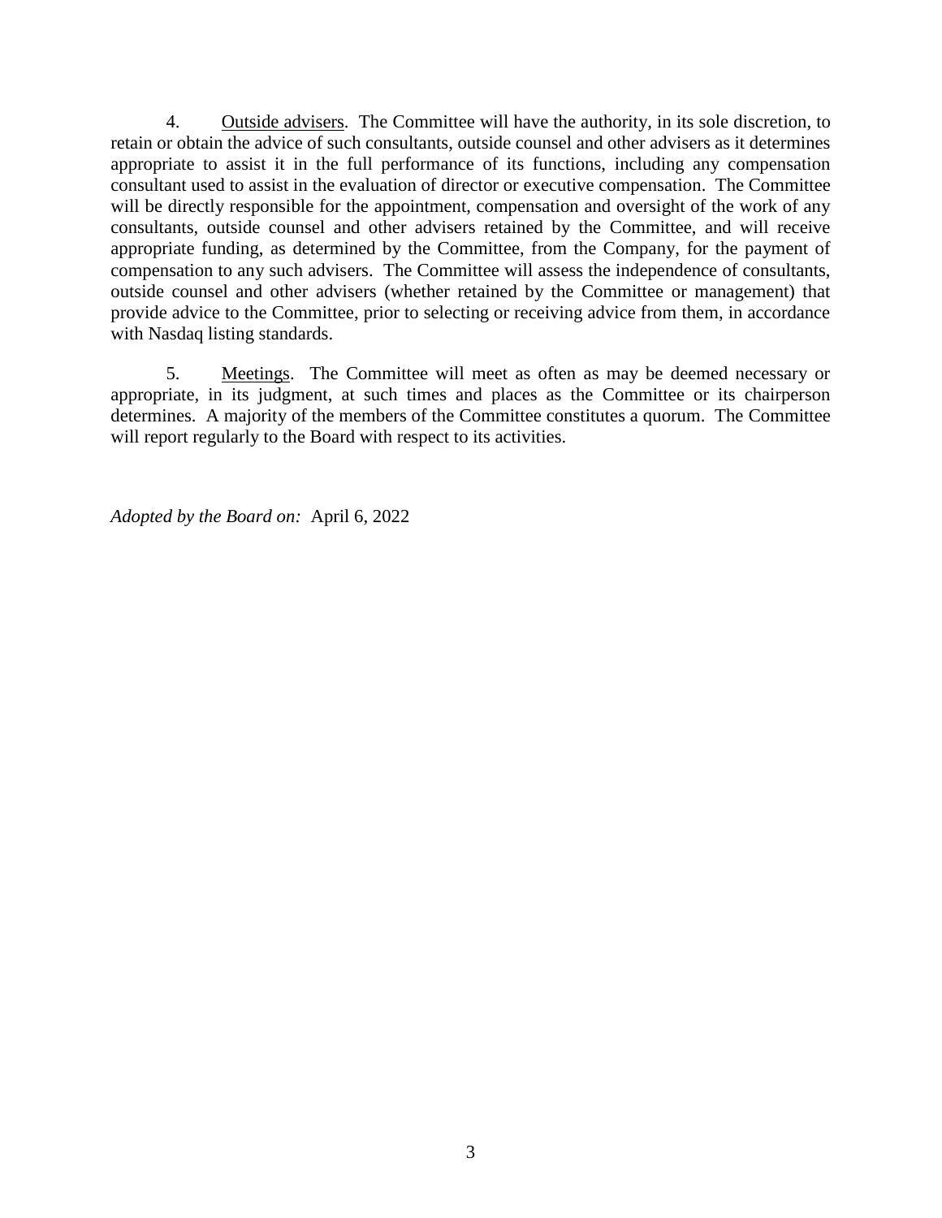4. Outside advisers. The Committee will have the authority, in its sole discretion, to retain or obtain the advice of such consultants, outside counsel and other advisers as it determines appropriate to assist it in the full performance of its functions, including any compensation consultant used to assist in the evaluation of director or executive compensation. The Committee will be directly responsible for the appointment, compensation and oversight of the work of any consultants, outside counsel and other advisers retained by the Committee, and will receive appropriate funding, as determined by the Committee, from the Company, for the payment of compensation to any such advisers. The Committee will assess the independence of consultants, outside counsel and other advisers (whether retained by the Committee or management) that provide advice to the Committee, prior to selecting or receiving advice from them, in accordance with Nasdaq listing standards.

5. Meetings. The Committee will meet as often as may be deemed necessary or appropriate, in its judgment, at such times and places as the Committee or its chairperson determines. A majority of the members of the Committee constitutes a quorum. The Committee will report regularly to the Board with respect to its activities.

*Adopted by the Board on:* April 6, 2022